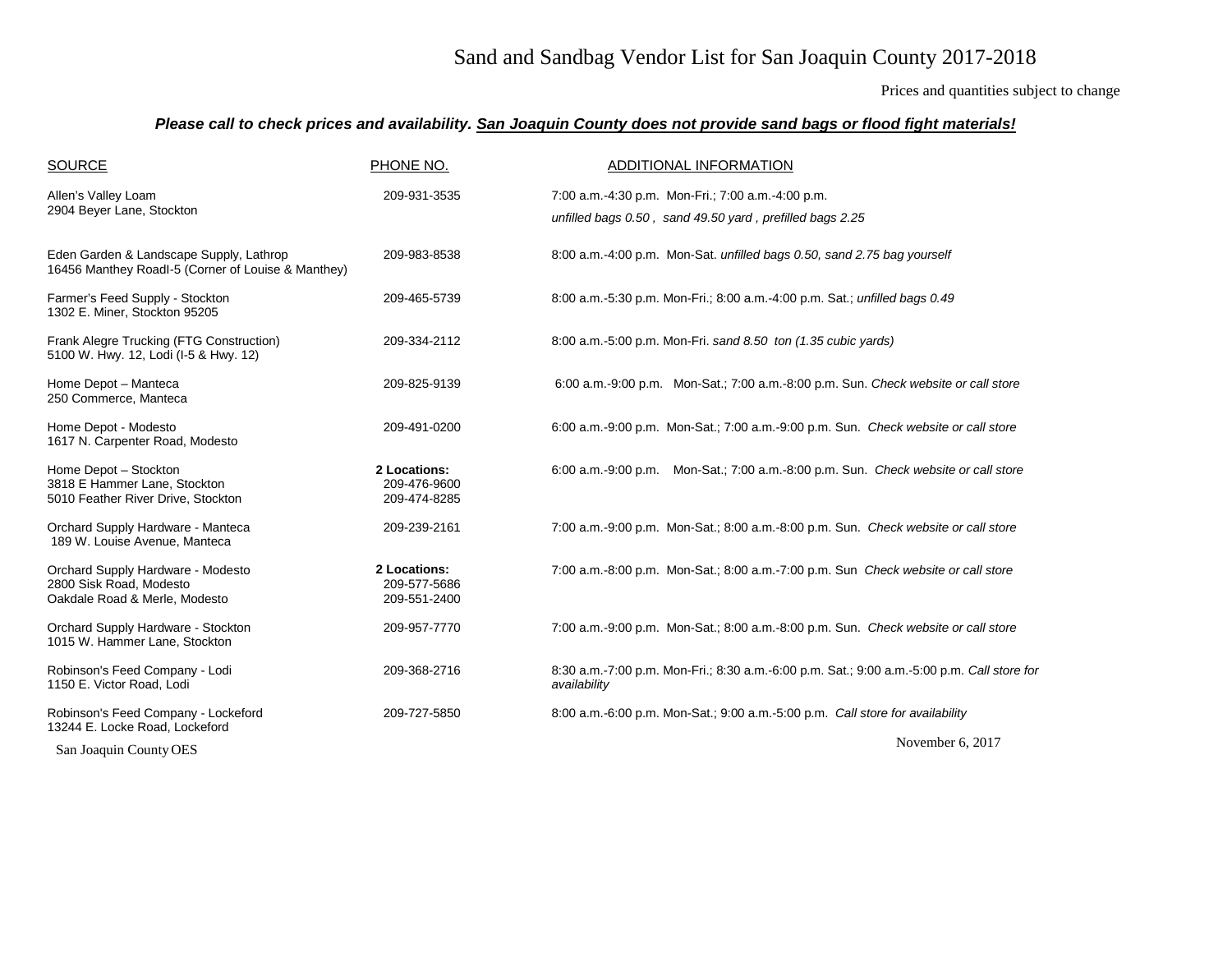# Sand and Sandbag Vendor List for San Joaquin County 2017-2018

Prices and quantities subject to change

***Please call to check prices and availability. San Joaquin County does not provide sand bags or flood fight materials!***

| SOURCE | PHONE NO. | ADDITIONAL INFORMATION |
|---|---|---|
| Allen's Valley Loam<br>2904 Beyer Lane, Stockton | 209-931-3535 | 7:00 a.m.-4:30 p.m. Mon-Fri.; 7:00 a.m.-4:00 p.m.<br>*unfilled bags 0.50 , sand 49.50 yard , prefilled bags 2.25* |
| Eden Garden & Landscape Supply, Lathrop<br>16456 Manthey RoadI-5 (Corner of Louise & Manthey) | 209-983-8538 | 8:00 a.m.-4:00 p.m. Mon-Sat. *unfilled bags 0.50, sand 2.75 bag yourself* |
| Farmer's Feed Supply - Stockton<br>1302 E. Miner, Stockton 95205 | 209-465-5739 | 8:00 a.m.-5:30 p.m. Mon-Fri.; 8:00 a.m.-4:00 p.m. Sat.; *unfilled bags 0.49* |
| Frank Alegre Trucking (FTG Construction)<br>5100 W. Hwy. 12, Lodi (I-5 & Hwy. 12) | 209-334-2112 | 8:00 a.m.-5:00 p.m. Mon-Fri. *sand 8.50 ton (1.35 cubic yards)* |
| Home Depot – Manteca<br>250 Commerce, Manteca | 209-825-9139 | 6:00 a.m.-9:00 p.m. Mon-Sat.; 7:00 a.m.-8:00 p.m. Sun. *Check website or call store* |
| Home Depot - Modesto<br>1617 N. Carpenter Road, Modesto | 209-491-0200 | 6:00 a.m.-9:00 p.m. Mon-Sat.; 7:00 a.m.-9:00 p.m. Sun. *Check website or call store* |
| Home Depot – Stockton<br>3818 E Hammer Lane, Stockton<br>5010 Feather River Drive, Stockton | **2 Locations:**<br>209-476-9600<br>209-474-8285 | 6:00 a.m.-9:00 p.m. Mon-Sat.; 7:00 a.m.-8:00 p.m. Sun. *Check website or call store* |
| Orchard Supply Hardware - Manteca<br>189 W. Louise Avenue, Manteca | 209-239-2161 | 7:00 a.m.-9:00 p.m. Mon-Sat.; 8:00 a.m.-8:00 p.m. Sun. *Check website or call store* |
| Orchard Supply Hardware - Modesto<br>2800 Sisk Road, Modesto<br>Oakdale Road & Merle, Modesto | **2 Locations:**<br>209-577-5686<br>209-551-2400 | 7:00 a.m.-8:00 p.m. Mon-Sat.; 8:00 a.m.-7:00 p.m. Sun *Check website or call store* |
| Orchard Supply Hardware - Stockton<br>1015 W. Hammer Lane, Stockton | 209-957-7770 | 7:00 a.m.-9:00 p.m. Mon-Sat.; 8:00 a.m.-8:00 p.m. Sun. *Check website or call store* |
| Robinson's Feed Company - Lodi<br>1150 E. Victor Road, Lodi | 209-368-2716 | 8:30 a.m.-7:00 p.m. Mon-Fri.; 8:30 a.m.-6:00 p.m. Sat.; 9:00 a.m.-5:00 p.m. *Call store for availability* |
| Robinson's Feed Company - Lockeford<br>13244 E. Locke Road, Lockeford | 209-727-5850 | 8:00 a.m.-6:00 p.m. Mon-Sat.; 9:00 a.m.-5:00 p.m. *Call store for availability* |

San Joaquin County OES

November 6, 2017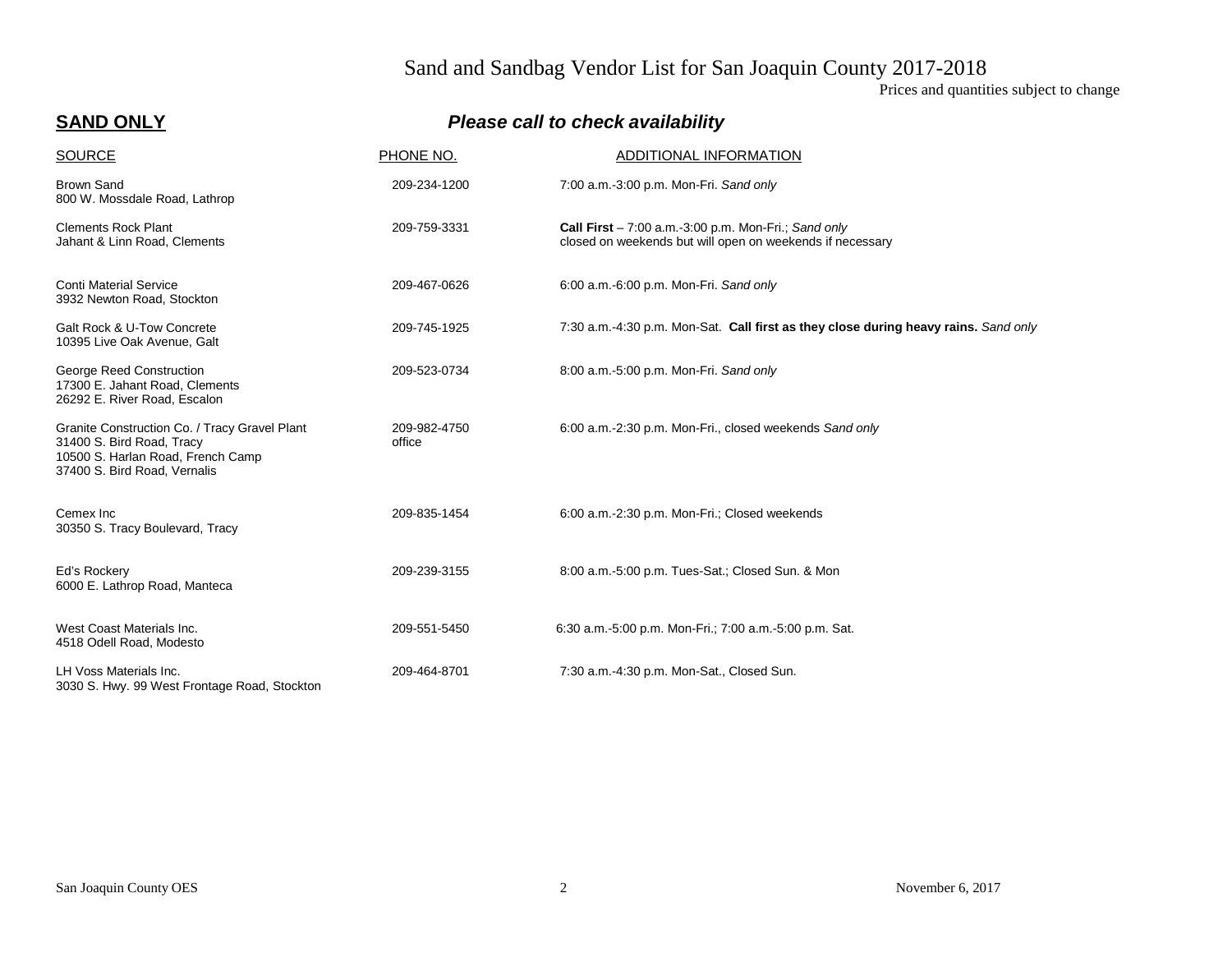# Sand and Sandbag Vendor List for San Joaquin County 2017-2018

Prices and quantities subject to change

## SAND ONLY

***Please call to check availability***

| SOURCE | PHONE NO. | ADDITIONAL INFORMATION |
|---|---|---|
| Brown Sand<br>800 W. Mossdale Road, Lathrop | 209-234-1200 | 7:00 a.m.-3:00 p.m. Mon-Fri. *Sand only* |
| Clements Rock Plant<br>Jahant & Linn Road, Clements | 209-759-3331 | **Call First** – 7:00 a.m.-3:00 p.m. Mon-Fri.; *Sand only*<br>closed on weekends but will open on weekends if necessary |
| Conti Material Service<br>3932 Newton Road, Stockton | 209-467-0626 | 6:00 a.m.-6:00 p.m. Mon-Fri. *Sand only* |
| Galt Rock & U-Tow Concrete<br>10395 Live Oak Avenue, Galt | 209-745-1925 | 7:30 a.m.-4:30 p.m. Mon-Sat. **Call first as they close during heavy rains.** *Sand only* |
| George Reed Construction<br>17300 E. Jahant Road, Clements<br>26292 E. River Road, Escalon | 209-523-0734 | 8:00 a.m.-5:00 p.m. Mon-Fri. *Sand only* |
| Granite Construction Co. / Tracy Gravel Plant<br>31400 S. Bird Road, Tracy<br>10500 S. Harlan Road, French Camp<br>37400 S. Bird Road, Vernalis | 209-982-4750<br>office | 6:00 a.m.-2:30 p.m. Mon-Fri., closed weekends *Sand only* |
| Cemex Inc<br>30350 S. Tracy Boulevard, Tracy | 209-835-1454 | 6:00 a.m.-2:30 p.m. Mon-Fri.; Closed weekends |
| Ed's Rockery<br>6000 E. Lathrop Road, Manteca | 209-239-3155 | 8:00 a.m.-5:00 p.m. Tues-Sat.; Closed Sun. & Mon |
| West Coast Materials Inc.<br>4518 Odell Road, Modesto | 209-551-5450 | 6:30 a.m.-5:00 p.m. Mon-Fri.; 7:00 a.m.-5:00 p.m. Sat. |
| LH Voss Materials Inc.<br>3030 S. Hwy. 99 West Frontage Road, Stockton | 209-464-8701 | 7:30 a.m.-4:30 p.m. Mon-Sat., Closed Sun. |

San Joaquin County OES

November 6, 2017